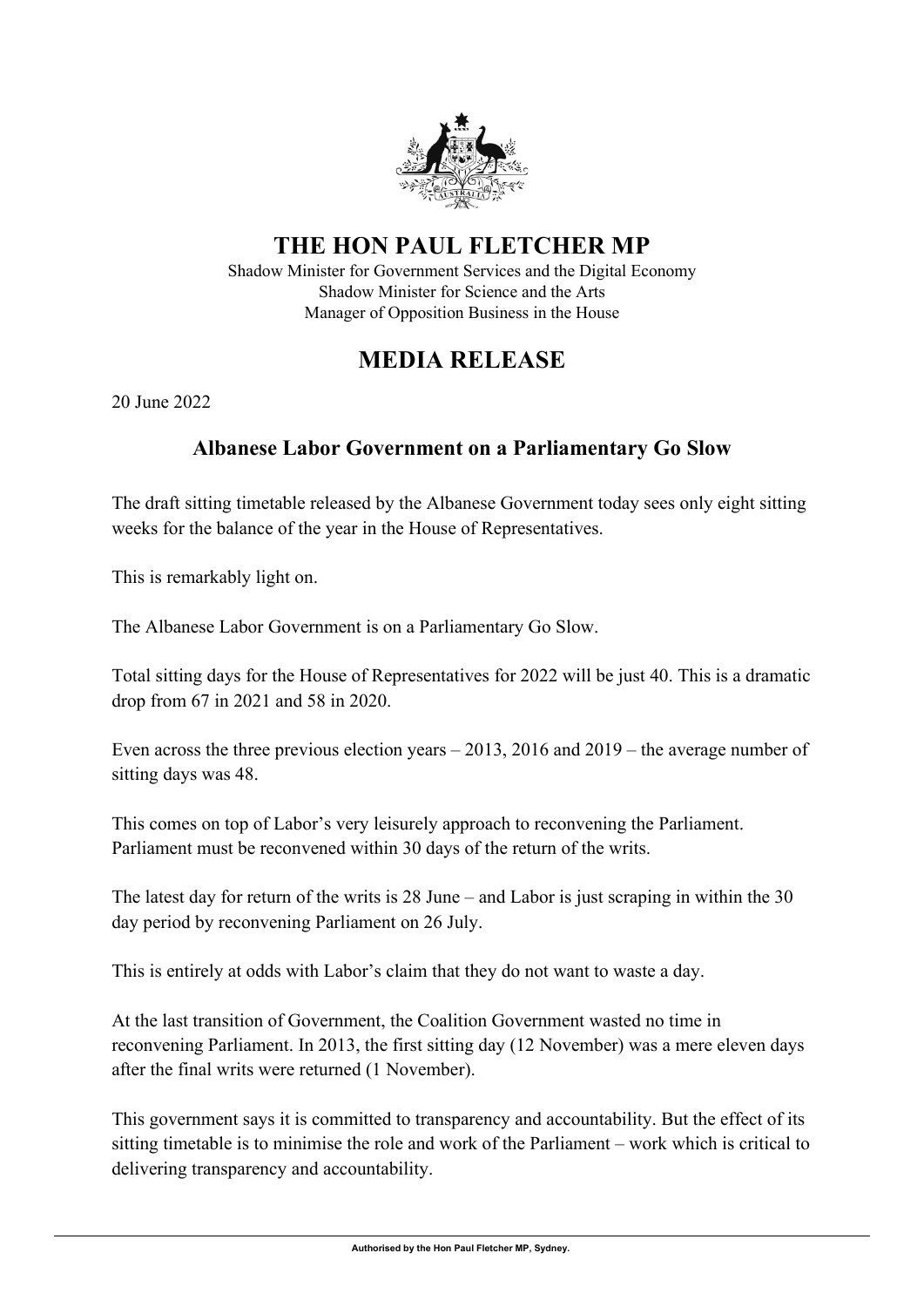# THE HON PAUL FLETCHER MP

Shadow Minister for Government Services and the Digital Economy
Shadow Minister for Science and the Arts
Manager of Opposition Business in the House

## MEDIA RELEASE

20 June 2022

### Albanese Labor Government on a Parliamentary Go Slow

The draft sitting timetable released by the Albanese Government today sees only eight sitting weeks for the balance of the year in the House of Representatives.

This is remarkably light on.

The Albanese Labor Government is on a Parliamentary Go Slow.

Total sitting days for the House of Representatives for 2022 will be just 40. This is a dramatic drop from 67 in 2021 and 58 in 2020.

Even across the three previous election years – 2013, 2016 and 2019 – the average number of sitting days was 48.

This comes on top of Labor's very leisurely approach to reconvening the Parliament. Parliament must be reconvened within 30 days of the return of the writs.

The latest day for return of the writs is 28 June – and Labor is just scraping in within the 30 day period by reconvening Parliament on 26 July.

This is entirely at odds with Labor's claim that they do not want to waste a day.

At the last transition of Government, the Coalition Government wasted no time in reconvening Parliament. In 2013, the first sitting day (12 November) was a mere eleven days after the final writs were returned (1 November).

This government says it is committed to transparency and accountability. But the effect of its sitting timetable is to minimise the role and work of the Parliament – work which is critical to delivering transparency and accountability.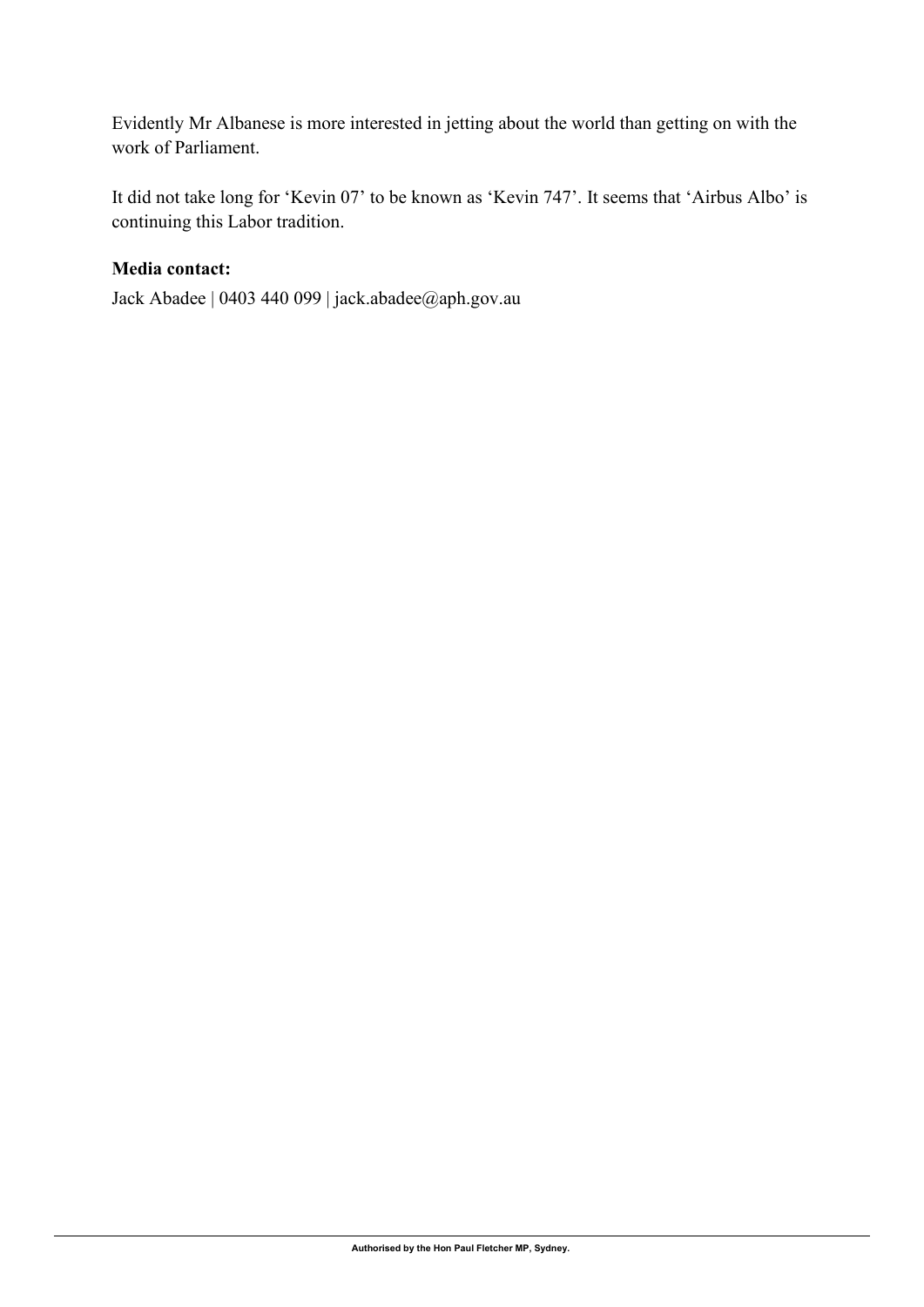Evidently Mr Albanese is more interested in jetting about the world than getting on with the work of Parliament.

It did not take long for 'Kevin 07' to be known as 'Kevin 747'. It seems that 'Airbus Albo' is continuing this Labor tradition.

**Media contact:**

Jack Abadee | 0403 440 099 | jack.abadee@aph.gov.au

Authorised by the Hon Paul Fletcher MP, Sydney.